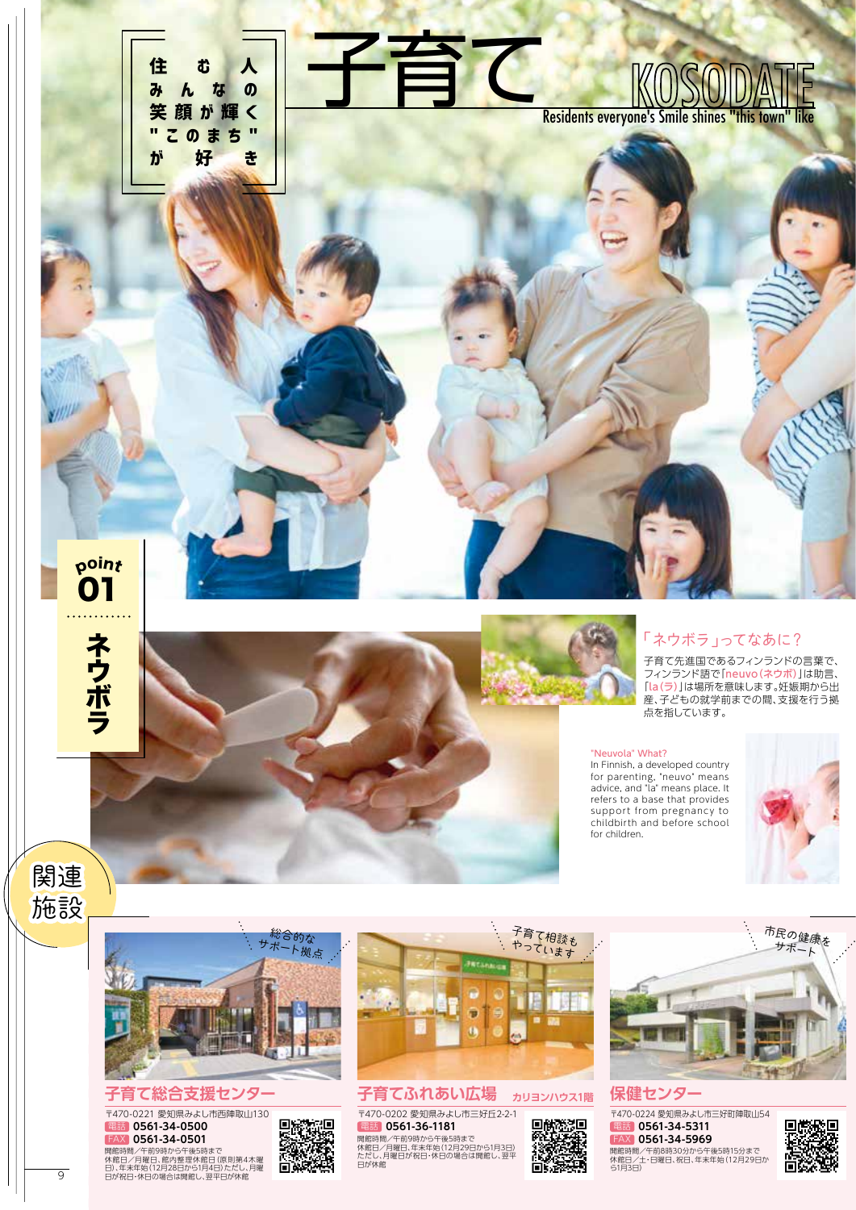# 子育て KOSODATE

住む人みんなの笑顔が輝く"このまち"が好き

Residents everyone's Smile shines "this town" like

## point 01 ネウボラ

### 「ネウボラ」ってなあに？

子育て先進国であるフィンランドの言葉で、フィンランド語で「neuvo（ネウボ）」は助言、「la（ラ）」は場所を意味します。妊娠期から出産、子どもの就学前までの間、支援を行う拠点を指しています。

"Neuvola" What?

In Finnish, a developed country for parenting, "neuvo" means advice, and "la" means place. It refers to a base that provides support from pregnancy to childbirth and before school for children.

## 関連施設

### 子育て総合支援センター

総合的なサポート拠点

〒470-0221 愛知県みよし市西陣取山130
電話 0561-34-0500
FAX 0561-34-0501
開館時間／午前9時から午後5時まで
休館日／月曜日、館内整理休館日（原則第4木曜日）、年末年始（12月28日から1月4日）ただし、月曜日が祝日・休日の場合は開館し、翌平日が休館

### 子育てふれあい広場 カリヨンハウス1階

子育て相談もやっています

〒470-0202 愛知県みよし市三好丘2-2-1
電話 0561-36-1181
開館時間／午前9時から午後5時まで
休館日／月曜日、年末年始（12月29日から1月3日）ただし、月曜日が祝日・休日の場合は開館し、翌平日が休館

### 保健センター

市民の健康をサポート

〒470-0224 愛知県みよし市三好町陣取山54
電話 0561-34-5311
FAX 0561-34-5969
開館時間／午前8時30分から午後5時15分まで
休館日／土・日曜日、祝日、年末年始（12月29日から1月3日）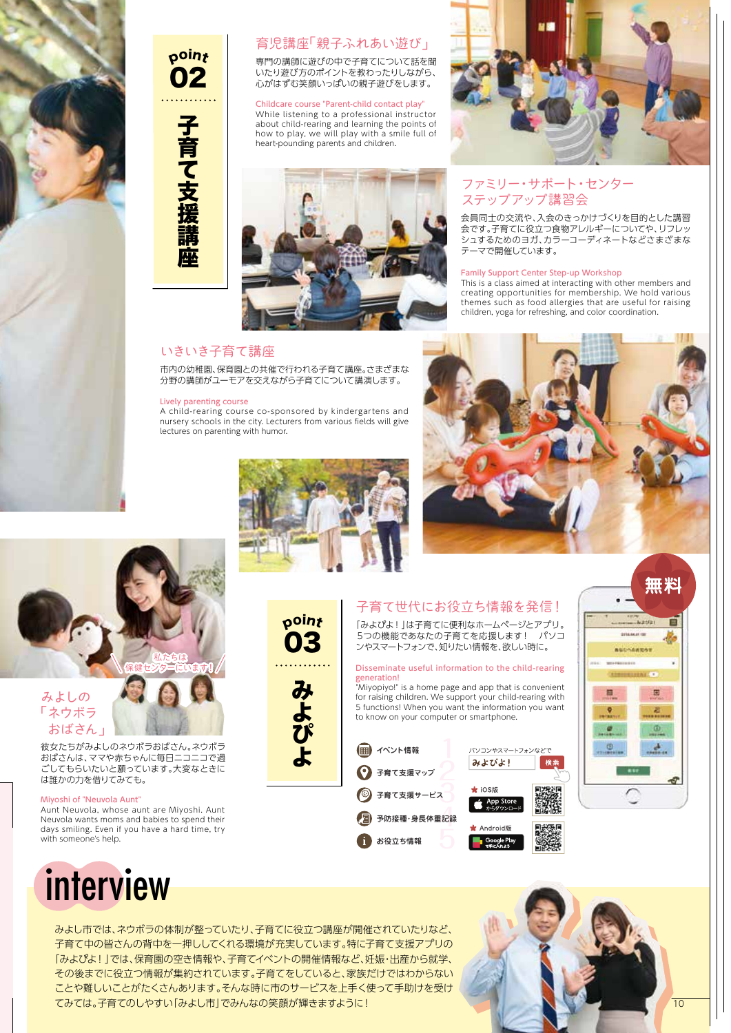## point 02 子育て支援講座

### 育児講座「親子ふれあい遊び」

専門の講師に遊びの中で子育てについて話を聞いたり遊び方のポイントを教わったりしながら、心がはずむ笑顔いっぱいの親子遊びをします。

Childcare course "Parent-child contact play"
While listening to a professional instructor about child-rearing and learning the points of how to play, we will play with a smile full of heart-pounding parents and children.

### ファミリー・サポート・センターステップアップ講習会

会員同士の交流や、入会のきっかけづくりを目的とした講習会です。子育てに役立つ食物アレルギーについてや、リフレッシュするためのヨガ、カラーコーディネートなどさまざまなテーマで開催しています。

Family Support Center Step-up Workshop
This is a class aimed at interacting with other members and creating opportunities for membership. We hold various themes such as food allergies that are useful for raising children, yoga for refreshing, and color coordination.

### いきいき子育て講座

市内の幼稚園、保育園との共催で行われる子育て講座。さまざまな分野の講師がユーモアを交えながら子育てについて講演します。

Lively parenting course
A child-rearing course co-sponsored by kindergartens and nursery schools in the city. Lecturers from various fields will give lectures on parenting with humor.

### みよしの「ネウボラおばさん」

私たちは保健センターにいます！

彼女たちがみよしのネウボラおばさん。ネウボラおばさんは、ママや赤ちゃんに毎日ニコニコで過ごしてもらいたいと願っています。大変なときには誰かの力を借りてみても。

Miyoshi of "Neuvola Aunt"
Aunt Neuvola, whose aunt are Miyoshi. Aunt Neuvola wants moms and babies to spend their days smiling. Even if you have a hard time, try with someone's help.

## point 03 みよぴよ

### 子育て世代にお役立ち情報を発信！

「みよぴよ！」は子育てに便利なホームページとアプリ。5つの機能であなたの子育てを応援します！　パソコンやスマートフォンで、知りたい情報を、欲しい時に。

Disseminate useful information to the child-rearing generation!
"Miyopiyo!" is a home page and app that is convenient for raising children. We support your child-rearing with 5 functions! When you want the information you want to know on your computer or smartphone.

1. イベント情報
2. 子育て支援マップ
3. 子育て支援サービス
4. 予防接種・身長体重記録
5. お役立ち情報

パソコンやスマートフォンなどで　みよぴよ！　検索

iOS版　App Store からダウンロード

Android版　Google Play で手に入れよう

無料

## interview

みよし市では、ネウボラの体制が整っていたり、子育てに役立つ講座が開催されていたりなど、子育て中の皆さんの背中を一押ししてくれる環境が充実しています。特に子育て支援アプリの「みよぴよ！」では、保育園の空き情報や、子育てイベントの開催情報など、妊娠・出産から就学、その後までに役立つ情報が集約されています。子育てをしていると、家族だけではわからないことや難しいことがたくさんあります。そんな時に市のサービスを上手く使って手助けを受けてみては。子育てのしやすい「みよし市」でみんなの笑顔が輝きますように！